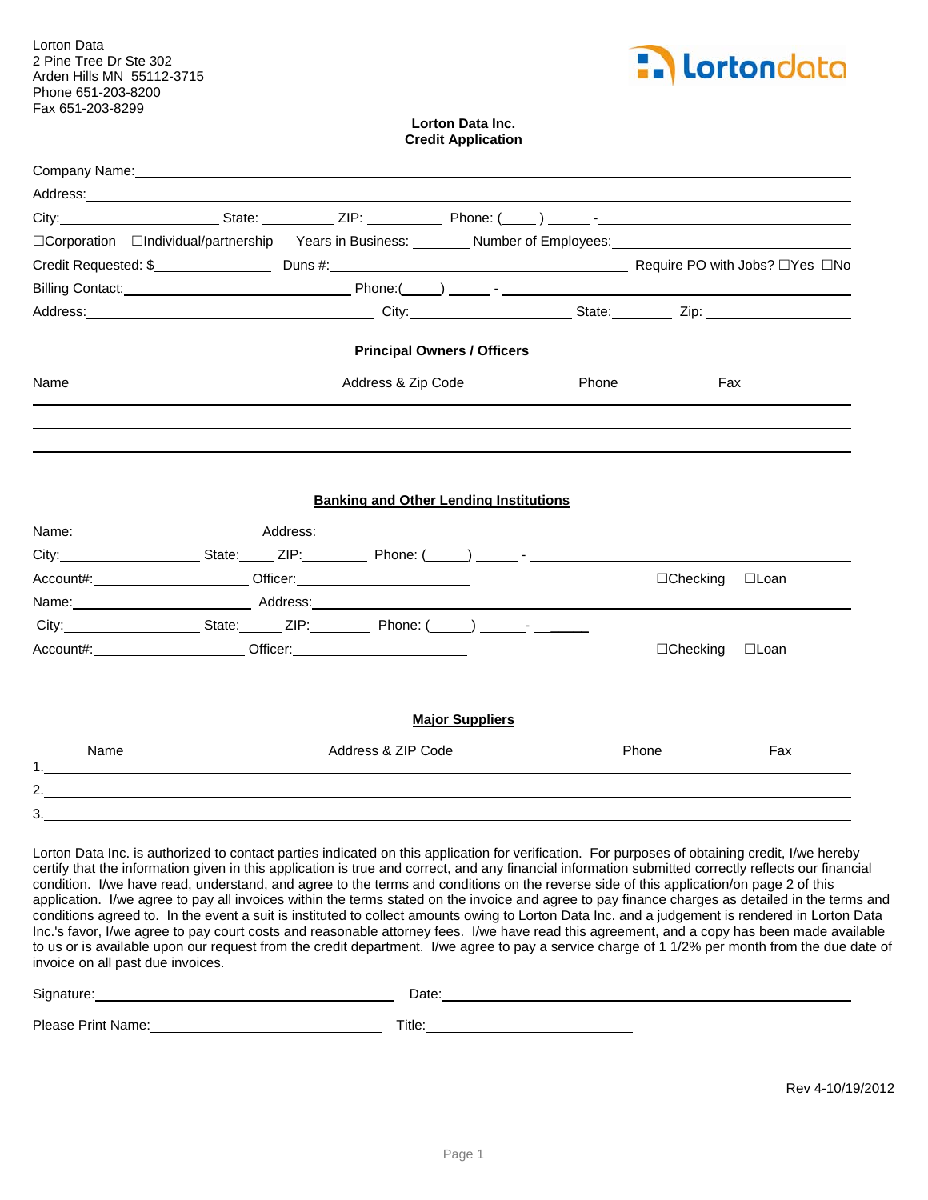Lorton Data
2 Pine Tree Dr Ste 302
Arden Hills MN 55112-3715
Phone 651-203-8200
Fax 651-203-8299

**Lorton Data Inc.**
**Credit Application**

Company Name: \_\_\_\_\_\_\_\_\_\_\_\_\_\_\_\_\_\_\_\_\_\_\_\_\_\_\_\_\_\_\_\_\_\_\_\_\_\_\_\_

Address: \_\_\_\_\_\_\_\_\_\_\_\_\_\_\_\_\_\_\_\_\_\_\_\_\_\_\_\_\_\_\_\_\_\_\_\_\_\_\_\_

City: \_\_\_\_\_\_\_\_\_\_\_\_ State: \_\_\_\_\_\_ ZIP: \_\_\_\_\_\_ Phone: (\_\_\_\_) \_\_\_\_\_ - \_\_\_\_\_\_\_\_\_\_

☐Corporation ☐Individual/partnership Years in Business: \_\_\_\_\_\_ Number of Employees: \_\_\_\_\_\_\_\_\_\_

Credit Requested: $\_\_\_\_\_\_\_\_\_\_ Duns #: \_\_\_\_\_\_\_\_\_\_\_\_\_\_\_\_ Require PO with Jobs? ☐Yes ☐No

Billing Contact: \_\_\_\_\_\_\_\_\_\_\_\_\_\_\_\_ Phone: (\_\_\_\_) \_\_\_\_\_ - \_\_\_\_\_\_\_\_\_\_

Address: \_\_\_\_\_\_\_\_\_\_\_\_\_\_\_\_ City: \_\_\_\_\_\_\_\_\_\_ State: \_\_\_\_\_\_ Zip: \_\_\_\_\_\_\_\_

## Principal Owners / Officers

| Name | Address & Zip Code | Phone | Fax |
|---|---|---|---|
| | | | |
| | | | |
| | | | |

## Banking and Other Lending Institutions

Name: \_\_\_\_\_\_\_\_\_\_\_\_\_\_\_\_ Address: \_\_\_\_\_\_\_\_\_\_\_\_\_\_\_\_\_\_\_\_\_\_\_\_\_\_\_\_

City: \_\_\_\_\_\_\_\_\_\_\_\_ State: \_\_\_\_ ZIP: \_\_\_\_\_\_ Phone: (\_\_\_\_) \_\_\_\_\_ - \_\_\_\_\_\_\_\_\_\_

Account#: \_\_\_\_\_\_\_\_\_\_\_\_\_\_ Officer: \_\_\_\_\_\_\_\_\_\_\_\_\_\_\_\_ ☐Checking ☐Loan

Name: \_\_\_\_\_\_\_\_\_\_\_\_\_\_\_\_ Address: \_\_\_\_\_\_\_\_\_\_\_\_\_\_\_\_\_\_\_\_\_\_\_\_\_\_\_\_

City: \_\_\_\_\_\_\_\_\_\_\_\_ State: \_\_\_\_ ZIP: \_\_\_\_\_\_ Phone: (\_\_\_\_) \_\_\_\_\_ - \_\_\_\_\_\_

Account#: \_\_\_\_\_\_\_\_\_\_\_\_\_\_ Officer: \_\_\_\_\_\_\_\_\_\_\_\_\_\_\_\_ ☐Checking ☐Loan

## Major Suppliers

| | Name | Address & ZIP Code | Phone | Fax |
|---|---|---|---|---|
| 1. | | | | |
| 2. | | | | |
| 3. | | | | |

Lorton Data Inc. is authorized to contact parties indicated on this application for verification. For purposes of obtaining credit, I/we hereby certify that the information given in this application is true and correct, and any financial information submitted correctly reflects our financial condition. I/we have read, understand, and agree to the terms and conditions on the reverse side of this application/on page 2 of this application. I/we agree to pay all invoices within the terms stated on the invoice and agree to pay finance charges as detailed in the terms and conditions agreed to. In the event a suit is instituted to collect amounts owing to Lorton Data Inc. and a judgement is rendered in Lorton Data Inc.'s favor, I/we agree to pay court costs and reasonable attorney fees. I/we have read this agreement, and a copy has been made available to us or is available upon our request from the credit department. I/we agree to pay a service charge of 1 1/2% per month from the due date of invoice on all past due invoices.

Signature: \_\_\_\_\_\_\_\_\_\_\_\_\_\_\_\_\_\_\_\_ Date: \_\_\_\_\_\_\_\_\_\_\_\_\_\_\_\_\_\_\_\_

Please Print Name: \_\_\_\_\_\_\_\_\_\_\_\_\_\_\_\_ Title: \_\_\_\_\_\_\_\_\_\_\_\_\_\_\_\_

Rev 4-10/19/2012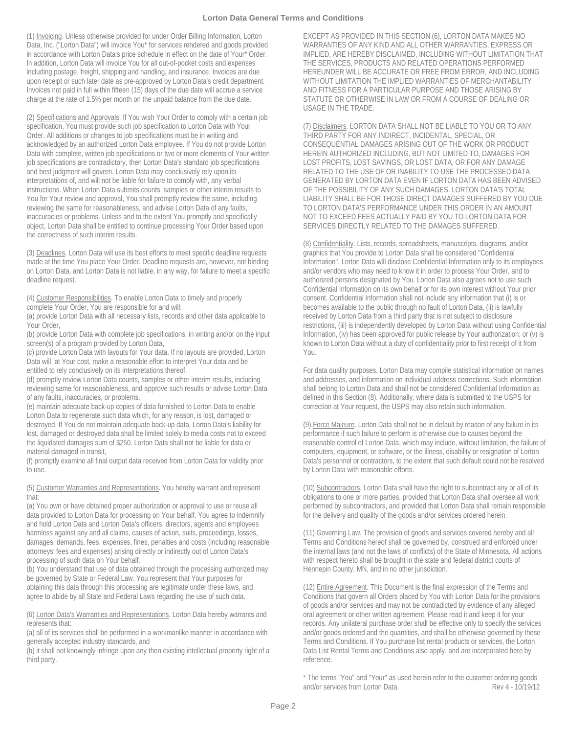# Lorton Data General Terms and Conditions

(1) <u>Invoicing</u>. Unless otherwise provided for under Order Billing Information, Lorton Data, Inc. ("Lorton Data") will invoice You* for services rendered and goods provided in accordance with Lorton Data's price schedule in effect on the date of Your* Order. In addition, Lorton Data will invoice You for all out-of-pocket costs and expenses including postage, freight, shipping and handling, and insurance. Invoices are due upon receipt or such later date as pre-approved by Lorton Data's credit department. Invoices not paid in full within fifteen (15) days of the due date will accrue a service charge at the rate of 1.5% per month on the unpaid balance from the due date.

(2) <u>Specifications and Approvals</u>. If You wish Your Order to comply with a certain job specification, You must provide such job specification to Lorton Data with Your Order. All additions or changes to job specifications must be in writing and acknowledged by an authorized Lorton Data employee. If You do not provide Lorton Data with complete, written job specifications or two or more elements of Your written job specifications are contradictory, then Lorton Data's standard job specifications and best judgment will govern. Lorton Data may conclusively rely upon its interpretations of, and will not be liable for failure to comply with, any verbal instructions. When Lorton Data submits counts, samples or other interim results to You for Your review and approval, You shall promptly review the same, including reviewing the same for reasonableness, and advise Lorton Data of any faults, inaccuracies or problems. Unless and to the extent You promptly and specifically object, Lorton Data shall be entitled to continue processing Your Order based upon the correctness of such interim results.

(3) <u>Deadlines</u>. Lorton Data will use its best efforts to meet specific deadline requests made at the time You place Your Order. Deadline requests are, however, not binding on Lorton Data, and Lorton Data is not liable, in any way, for failure to meet a specific deadline request.

(4) <u>Customer Responsibilities</u>. To enable Lorton Data to timely and properly complete Your Order, You are responsible for and will:
(a) provide Lorton Data with all necessary lists, records and other data applicable to Your Order,
(b) provide Lorton Data with complete job specifications, in writing and/or on the input screen(s) of a program provided by Lorton Data,
(c) provide Lorton Data with layouts for Your data. If no layouts are provided, Lorton Data will, at Your cost, make a reasonable effort to interpret Your data and be entitled to rely conclusively on its interpretations thereof,
(d) promptly review Lorton Data counts, samples or other interim results, including reviewing same for reasonableness, and approve such results or advise Lorton Data of any faults, inaccuracies, or problems,
(e) maintain adequate back-up copies of data furnished to Lorton Data to enable Lorton Data to regenerate such data which, for any reason, is lost, damaged or destroyed. If You do not maintain adequate back-up data, Lorton Data's liability for lost, damaged or destroyed data shall be limited solely to media costs not to exceed the liquidated damages sum of $250. Lorton Data shall not be liable for data or material damaged in transit,
(f) promptly examine all final output data received from Lorton Data for validity prior to use.

(5) <u>Customer Warranties and Representations</u>. You hereby warrant and represent that:
(a) You own or have obtained proper authorization or approval to use or reuse all data provided to Lorton Data for processing on Your behalf. You agree to indemnify and hold Lorton Data and Lorton Data's officers, directors, agents and employees harmless against any and all claims, causes of action, suits, proceedings, losses, damages, demands, fees, expenses, fines, penalties and costs (including reasonable attorneys' fees and expenses) arising directly or indirectly out of Lorton Data's processing of such data on Your behalf.
(b) You understand that use of data obtained through the processing authorized may be governed by State or Federal Law. You represent that Your purposes for obtaining this data through this processing are legitimate under these laws, and agree to abide by all State and Federal Laws regarding the use of such data.

(6) <u>Lorton Data's Warranties and Representations</u>. Lorton Data hereby warrants and represents that:
(a) all of its services shall be performed in a workmanlike manner in accordance with generally accepted industry standards, and
(b) it shall not knowingly infringe upon any then existing intellectual property right of a third party.

EXCEPT AS PROVIDED IN THIS SECTION (6), LORTON DATA MAKES NO WARRANTIES OF ANY KIND AND ALL OTHER WARRANTIES, EXPRESS OR IMPLIED, ARE HEREBY DISCLAIMED, INCLUDING WITHOUT LIMITATION THAT THE SERVICES, PRODUCTS AND RELATED OPERATIONS PERFORMED HEREUNDER WILL BE ACCURATE OR FREE FROM ERROR, AND INCLUDING WITHOUT LIMITATION THE IMPLIED WARRANTIES OF MERCHANTABILITY AND FITNESS FOR A PARTICULAR PURPOSE AND THOSE ARISING BY STATUTE OR OTHERWISE IN LAW OR FROM A COURSE OF DEALING OR USAGE IN THE TRADE.

(7) <u>Disclaimers</u>. LORTON DATA SHALL NOT BE LIABLE TO YOU OR TO ANY THIRD PARTY FOR ANY INDIRECT, INCIDENTAL, SPECIAL, OR CONSEQUENTIAL DAMAGES ARISING OUT OF THE WORK OR PRODUCT HEREIN AUTHORIZED INCLUDING, BUT NOT LIMITED TO, DAMAGES FOR LOST PROFITS, LOST SAVINGS, OR LOST DATA, OR FOR ANY DAMAGE RELATED TO THE USE OF OR INABILITY TO USE THE PROCESSED DATA GENERATED BY LORTON DATA EVEN IF LORTON DATA HAS BEEN ADVISED OF THE POSSIBILITY OF ANY SUCH DAMAGES. LORTON DATA'S TOTAL LIABILITY SHALL BE FOR THOSE DIRECT DAMAGES SUFFERED BY YOU DUE TO LORTON DATA'S PERFORMANCE UNDER THIS ORDER IN AN AMOUNT NOT TO EXCEED FEES ACTUALLY PAID BY YOU TO LORTON DATA FOR SERVICES DIRECTLY RELATED TO THE DAMAGES SUFFERED.

(8) <u>Confidentiality</u>. Lists, records, spreadsheets, manuscripts, diagrams, and/or graphics that You provide to Lorton Data shall be considered "Confidential Information". Lorton Data will disclose Confidential Information only to its employees and/or vendors who may need to know it in order to process Your Order, and to authorized persons designated by You. Lorton Data also agrees not to use such Confidential Information on its own behalf or for its own interest without Your prior consent. Confidential Information shall not include any information that (i) is or becomes available to the public through no fault of Lorton Data, (ii) is lawfully received by Lorton Data from a third party that is not subject to disclosure restrictions, (iii) is independently developed by Lorton Data without using Confidential Information, (iv) has been approved for public release by Your authorization; or (v) is known to Lorton Data without a duty of confidentiality prior to first receipt of it from You.

For data quality purposes, Lorton Data may compile statistical information on names and addresses, and information on individual address corrections. Such information shall belong to Lorton Data and shall not be considered Confidential Information as defined in this Section (8). Additionally, where data is submitted to the USPS for correction at Your request, the USPS may also retain such information.

(9) <u>Force Majeure</u>. Lorton Data shall not be in default by reason of any failure in its performance if such failure to perform is otherwise due to causes beyond the reasonable control of Lorton Data, which may include, without limitation, the failure of computers, equipment, or software, or the illness, disability or resignation of Lorton Data's personnel or contractors, to the extent that such default could not be resolved by Lorton Data with reasonable efforts.

(10) <u>Subcontractors</u>. Lorton Data shall have the right to subcontract any or all of its obligations to one or more parties, provided that Lorton Data shall oversee all work performed by subcontractors, and provided that Lorton Data shall remain responsible for the delivery and quality of the goods and/or services ordered herein.

(11) <u>Governing Law</u>. The provision of goods and services covered hereby and all Terms and Conditions hereof shall be governed by, construed and enforced under the internal laws (and not the laws of conflicts) of the State of Minnesota. All actions with respect hereto shall be brought in the state and federal district courts of Hennepin County, MN, and in no other jurisdiction.

(12) <u>Entire Agreement</u>. This Document is the final expression of the Terms and Conditions that govern all Orders placed by You with Lorton Data for the provisions of goods and/or services and may not be contradicted by evidence of any alleged oral agreement or other written agreement. Please read it and keep it for your records. Any unilateral purchase order shall be effective only to specify the services and/or goods ordered and the quantities, and shall be otherwise governed by these Terms and Conditions. If You purchase list rental products or services, the Lorton Data List Rental Terms and Conditions also apply, and are incorporated here by reference.

* The terms "You" and "Your" as used herein refer to the customer ordering goods and/or services from Lorton Data.

Rev 4 - 10/19/12